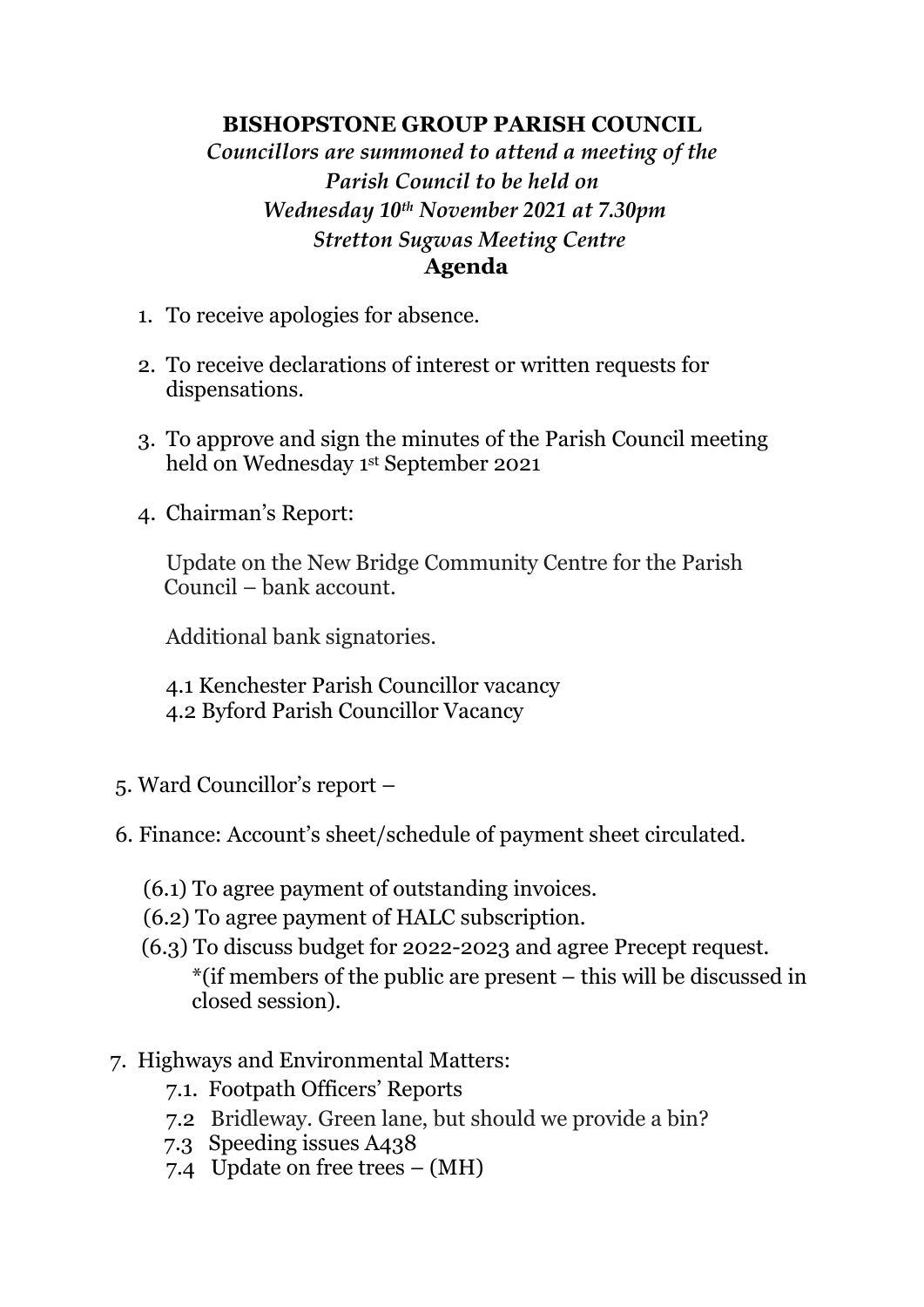# BISHOPSTONE GROUP PARISH COUNCIL

*Councillors are summoned to attend a meeting of the Parish Council to be held on*
*Wednesday 10th November 2021 at 7.30pm*
*Stretton Sugwas Meeting Centre*

## Agenda

1. To receive apologies for absence.

2. To receive declarations of interest or written requests for dispensations.

3. To approve and sign the minutes of the Parish Council meeting held on Wednesday 1st September 2021

4. Chairman's Report:

   Update on the New Bridge Community Centre for the Parish Council – bank account.

   Additional bank signatories.

   4.1 Kenchester Parish Councillor vacancy
   4.2 Byford Parish Councillor Vacancy

5. Ward Councillor's report –

6. Finance: Account's sheet/schedule of payment sheet circulated.

   (6.1) To agree payment of outstanding invoices.
   (6.2) To agree payment of HALC subscription.
   (6.3) To discuss budget for 2022-2023 and agree Precept request.
   *(if members of the public are present – this will be discussed in closed session).

7. Highways and Environmental Matters:
   7.1. Footpath Officers' Reports
   7.2 Bridleway. Green lane, but should we provide a bin?
   7.3 Speeding issues A438
   7.4 Update on free trees – (MH)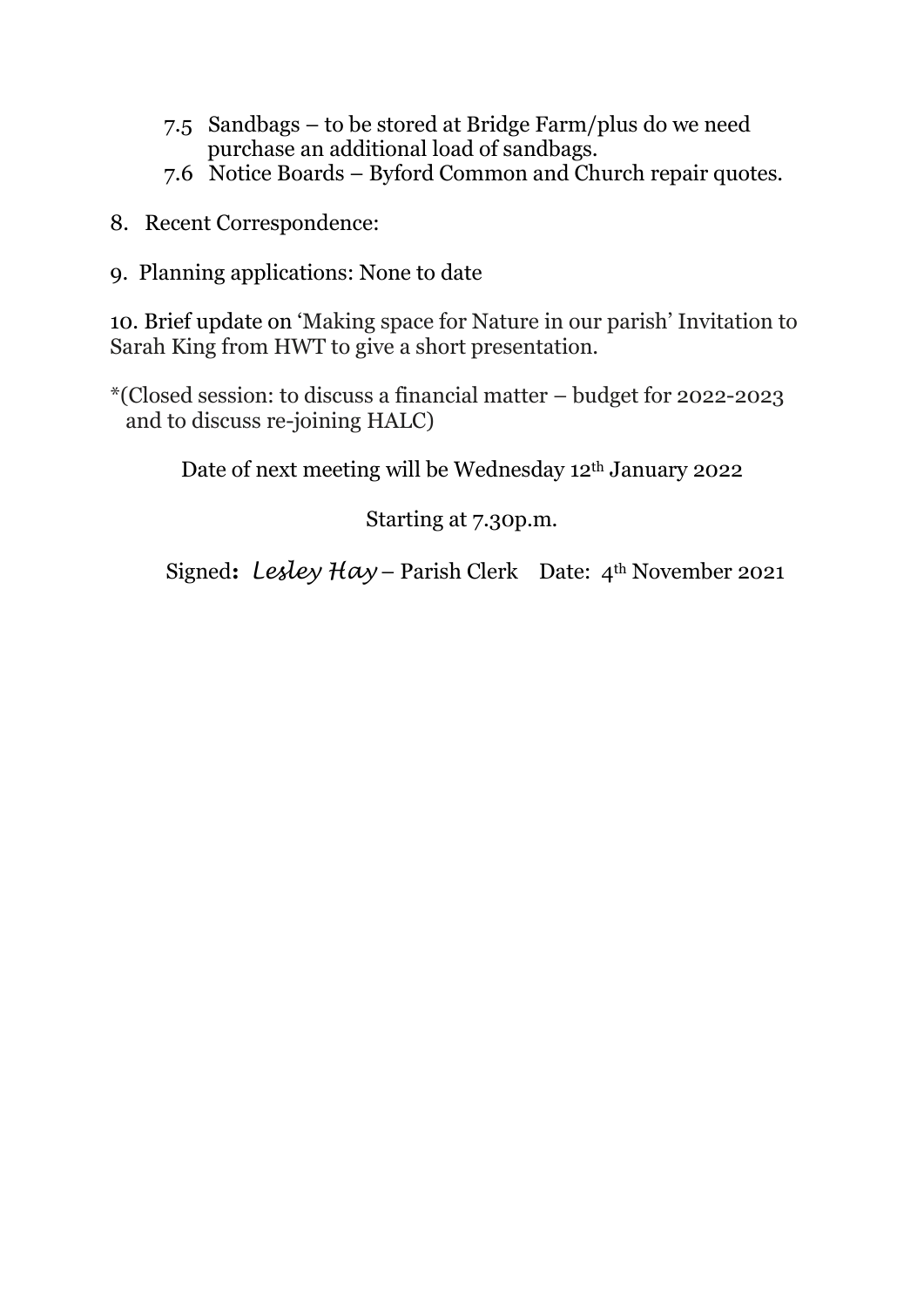7.5 Sandbags – to be stored at Bridge Farm/plus do we need purchase an additional load of sandbags.

7.6 Notice Boards – Byford Common and Church repair quotes.

8. Recent Correspondence:

9. Planning applications: None to date

10. Brief update on 'Making space for Nature in our parish' Invitation to Sarah King from HWT to give a short presentation.

*(Closed session: to discuss a financial matter – budget for 2022-2023 and to discuss re-joining HALC)

Date of next meeting will be Wednesday 12th January 2022

Starting at 7.30p.m.

Signed**:** *Lesley Hay* – Parish Clerk Date: 4th November 2021